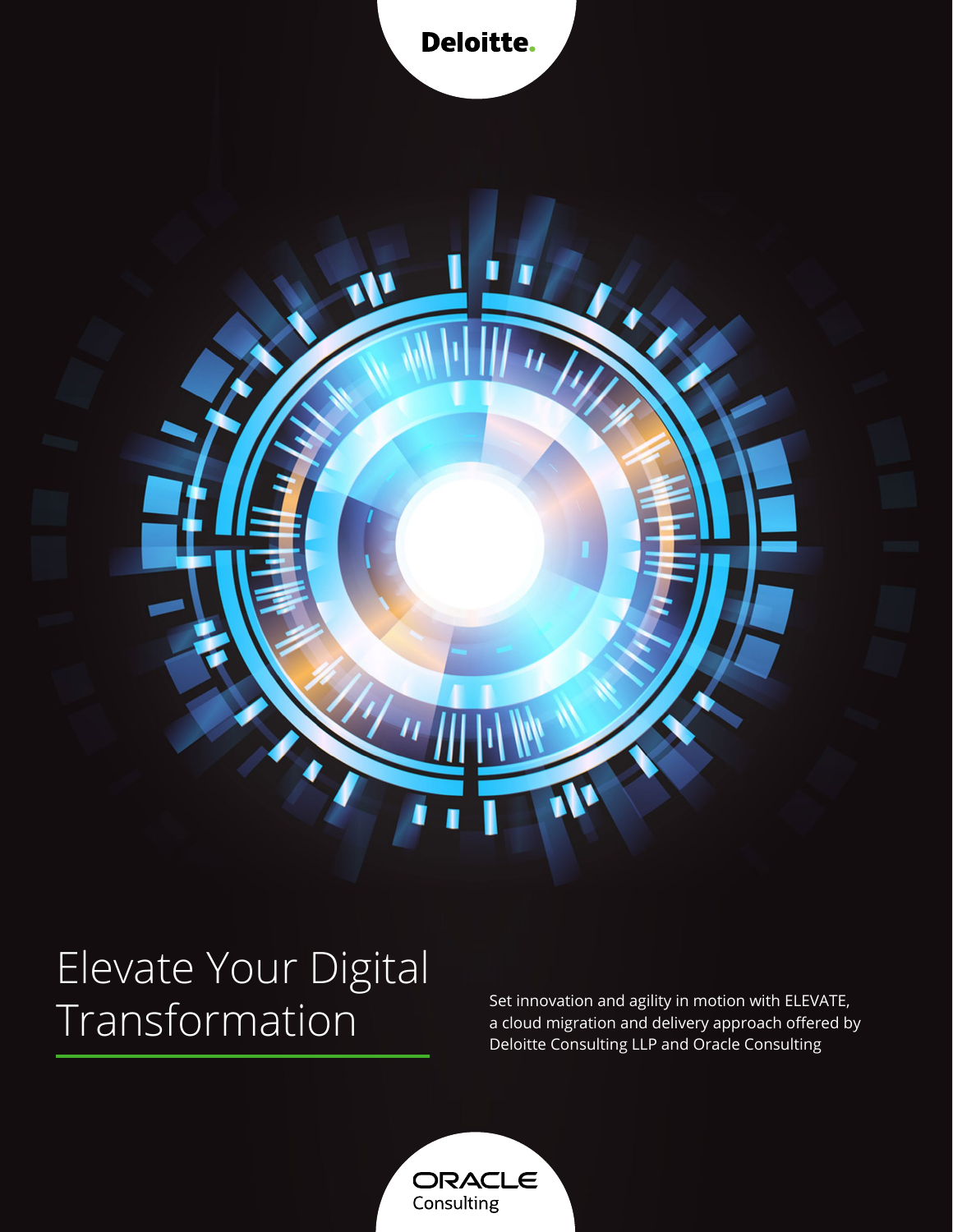Deloitte.

# Elevate Your Digital Transformation

Set innovation and agility in motion with ELEVATE, a cloud migration and delivery approach offered by Deloitte Consulting LLP and Oracle Consulting

ORACLE Consulting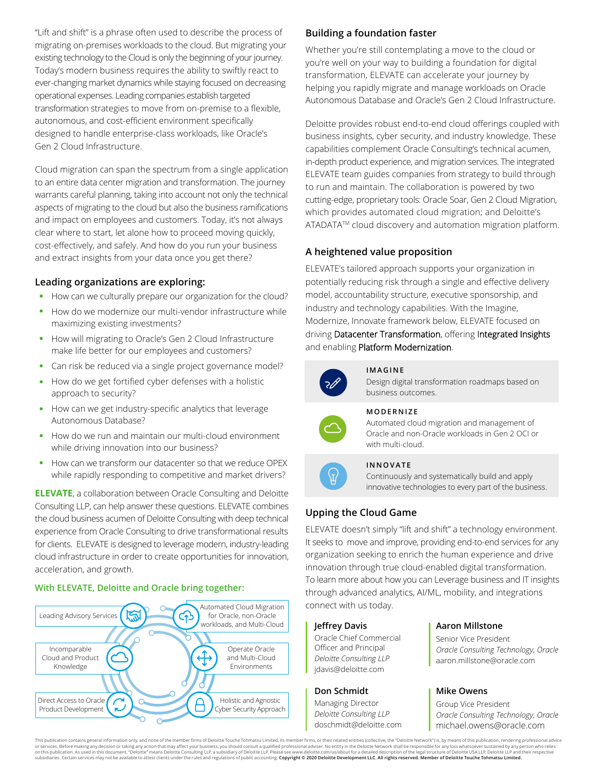"Lift and shift" is a phrase often used to describe the process of migrating on-premises workloads to the cloud. But migrating your existing technology to the Cloud is only the beginning of your journey. Today's modern business requires the ability to swiftly react to ever-changing market dynamics while staying focused on decreasing operational expenses. Leading companies establish targeted transformation strategies to move from on-premise to a flexible, autonomous, and cost-efficient environment specifically designed to handle enterprise-class workloads, like Oracle's Gen 2 Cloud Infrastructure.

Cloud migration can span the spectrum from a single application to an entire data center migration and transformation. The journey warrants careful planning, taking into account not only the technical aspects of migrating to the cloud but also the business ramifications and impact on employees and customers. Today, it's not always clear where to start, let alone how to proceed moving quickly, cost-effectively, and safely. And how do you run your business and extract insights from your data once you get there?

### Leading organizations are exploring:

- How can we culturally prepare our organization for the cloud?
- How do we modernize our multi-vendor infrastructure while maximizing existing investments?
- How will migrating to Oracle's Gen 2 Cloud Infrastructure make life better for our employees and customers?
- Can risk be reduced via a single project governance model?
- How do we get fortified cyber defenses with a holistic approach to security?
- How can we get industry-specific analytics that leverage Autonomous Database?
- How do we run and maintain our multi-cloud environment while driving innovation into our business?
- How can we transform our datacenter so that we reduce OPEX while rapidly responding to competitive and market drivers?

**ELEVATE**, a collaboration between Oracle Consulting and Deloitte Consulting LLP, can help answer these questions. ELEVATE combines the cloud business acumen of Deloitte Consulting with deep technical experience from Oracle Consulting to drive transformational results for clients. ELEVATE is designed to leverage modern, industry-leading cloud infrastructure in order to create opportunities for innovation, acceleration, and growth.

### With ELEVATE, Deloitte and Oracle bring together:

- Leading Advisory Services
- Automated Cloud Migration for Oracle, non-Oracle workloads, and Multi-Cloud
- Incomparable Cloud and Product Knowledge
- Operate Oracle and Multi-Cloud Environments
- Direct Access to Oracle Product Development
- Holistic and Agnostic Cyber Security Approach

### Building a foundation faster

Whether you're still contemplating a move to the cloud or you're well on your way to building a foundation for digital transformation, ELEVATE can accelerate your journey by helping you rapidly migrate and manage workloads on Oracle Autonomous Database and Oracle's Gen 2 Cloud Infrastructure.

Deloitte provides robust end-to-end cloud offerings coupled with business insights, cyber security, and industry knowledge. These capabilities complement Oracle Consulting's technical acumen, in-depth product experience, and migration services. The integrated ELEVATE team guides companies from strategy to build through to run and maintain. The collaboration is powered by two cutting-edge, proprietary tools: Oracle Soar, Gen 2 Cloud Migration, which provides automated cloud migration; and Deloitte's ATADATA™ cloud discovery and automation migration platform.

### A heightened value proposition

ELEVATE's tailored approach supports your organization in potentially reducing risk through a single and effective delivery model, accountability structure, executive sponsorship, and industry and technology capabilities. With the Imagine, Modernize, Innovate framework below, ELEVATE focused on driving Datacenter Transformation, offering Integrated Insights and enabling Platform Modernization.

**IMAGINE**
Design digital transformation roadmaps based on business outcomes.

**MODERNIZE**
Automated cloud migration and management of Oracle and non-Oracle workloads in Gen 2 OCI or with multi-cloud.

**INNOVATE**
Continuously and systematically build and apply innovative technologies to every part of the business.

### Upping the Cloud Game

ELEVATE doesn't simply "lift and shift" a technology environment. It seeks to move and improve, providing end-to-end services for any organization seeking to enrich the human experience and drive innovation through true cloud-enabled digital transformation. To learn more about how you can Leverage business and IT insights through advanced analytics, AI/ML, mobility, and integrations connect with us today.

**Jeffrey Davis**
Oracle Chief Commercial Officer and Principal
*Deloitte Consulting LLP*
jdavis@deloitte.com

**Don Schmidt**
Managing Director
*Deloitte Consulting LLP*
doschmidt@deloitte.com

**Aaron Millstone**
Senior Vice President
*Oracle Consulting Technology, Oracle*
aaron.millstone@oracle.com

**Mike Owens**
Group Vice President
*Oracle Consulting Technology, Oracle*
michael.owens@oracle.com

This publication contains general information only, and none of the member firms of Deloitte Touche Tohmatsu Limited, its member firms, or their related entities (collective, the "Deloitte Network") is, by means of this publication, rendering professional advice or services. Before making any decision or taking any action that may affect your business, you should consult a qualified professional adviser. No entity in the Deloitte Network shall be responsible for any loss whatsoever sustained by any person who relies on this publication. As used in this document, "Deloitte" means Deloitte Consulting LLP, a subsidiary of Deloitte LLP. Please see www.deloitte.com/us/about for a detailed description of the legal structure of Deloitte USA LLP, Deloitte LLP and their respective subsidiaries. Certain services may not be available to attest clients under the rules and regulations of public accounting. **Copyright © 2020 Deloitte Development LLC. All rights reserved. Member of Deloitte Touche Tohmatsu Limited.**